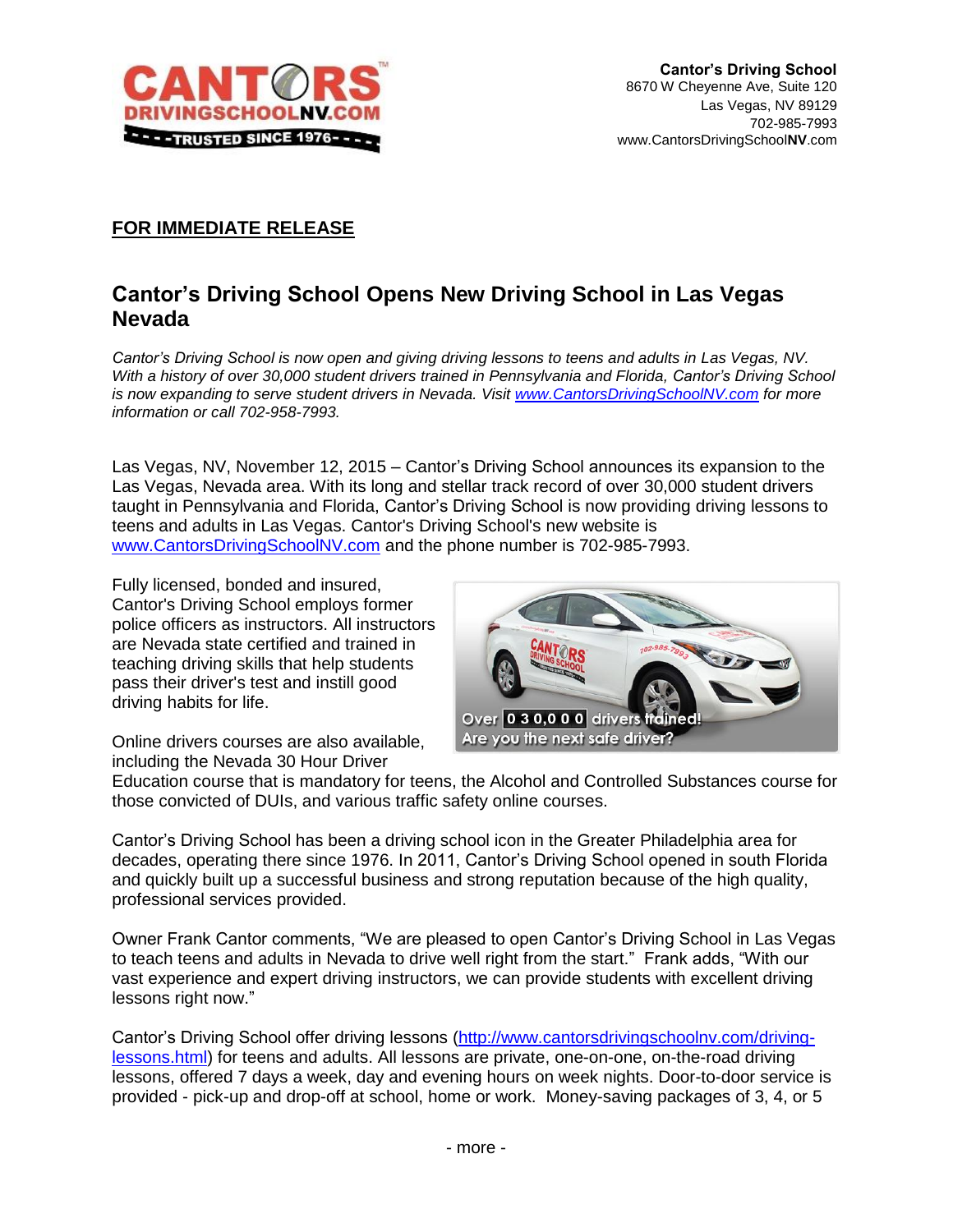**Cantor's Driving School**
8670 W Cheyenne Ave, Suite 120
Las Vegas, NV 89129
702-985-7993
www.CantorsDrivingSchool**NV**.com

**FOR IMMEDIATE RELEASE**

## Cantor's Driving School Opens New Driving School in Las Vegas Nevada

*Cantor's Driving School is now open and giving driving lessons to teens and adults in Las Vegas, NV. With a history of over 30,000 student drivers trained in Pennsylvania and Florida, Cantor's Driving School is now expanding to serve student drivers in Nevada. Visit [www.CantorsDrivingSchoolNV.com](www.CantorsDrivingSchoolNV.com) for more information or call 702-958-7993.*

Las Vegas, NV, November 12, 2015 – Cantor's Driving School announces its expansion to the Las Vegas, Nevada area. With its long and stellar track record of over 30,000 student drivers taught in Pennsylvania and Florida, Cantor's Driving School is now providing driving lessons to teens and adults in Las Vegas. Cantor's Driving School's new website is [www.CantorsDrivingSchoolNV.com](www.CantorsDrivingSchoolNV.com) and the phone number is 702-985-7993.

Fully licensed, bonded and insured, Cantor's Driving School employs former police officers as instructors. All instructors are Nevada state certified and trained in teaching driving skills that help students pass their driver's test and instill good driving habits for life.

Online drivers courses are also available, including the Nevada 30 Hour Driver Education course that is mandatory for teens, the Alcohol and Controlled Substances course for those convicted of DUIs, and various traffic safety online courses.

Cantor's Driving School has been a driving school icon in the Greater Philadelphia area for decades, operating there since 1976. In 2011, Cantor's Driving School opened in south Florida and quickly built up a successful business and strong reputation because of the high quality, professional services provided.

Owner Frank Cantor comments, "We are pleased to open Cantor's Driving School in Las Vegas to teach teens and adults in Nevada to drive well right from the start." Frank adds, "With our vast experience and expert driving instructors, we can provide students with excellent driving lessons right now."

Cantor's Driving School offer driving lessons ([http://www.cantorsdrivingschoolnv.com/driving-lessons.html](http://www.cantorsdrivingschoolnv.com/driving-lessons.html)) for teens and adults. All lessons are private, one-on-one, on-the-road driving lessons, offered 7 days a week, day and evening hours on week nights. Door-to-door service is provided - pick-up and drop-off at school, home or work. Money-saving packages of 3, 4, or 5

- more -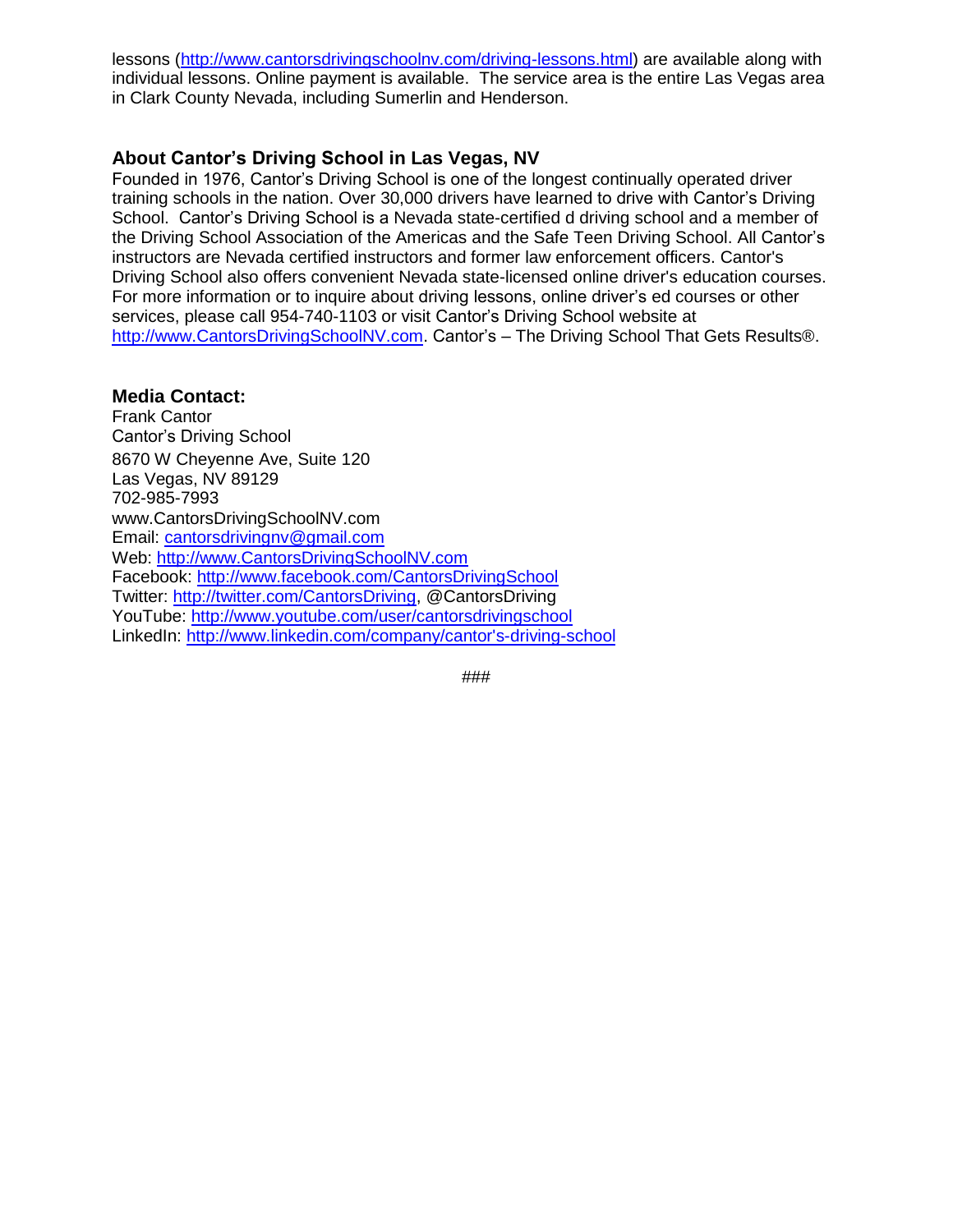lessons (http://www.cantorsdrivingschoolnv.com/driving-lessons.html) are available along with individual lessons. Online payment is available. The service area is the entire Las Vegas area in Clark County Nevada, including Sumerlin and Henderson.

## About Cantor's Driving School in Las Vegas, NV

Founded in 1976, Cantor's Driving School is one of the longest continually operated driver training schools in the nation. Over 30,000 drivers have learned to drive with Cantor's Driving School. Cantor's Driving School is a Nevada state-certified d driving school and a member of the Driving School Association of the Americas and the Safe Teen Driving School. All Cantor's instructors are Nevada certified instructors and former law enforcement officers. Cantor's Driving School also offers convenient Nevada state-licensed online driver's education courses. For more information or to inquire about driving lessons, online driver's ed courses or other services, please call 954-740-1103 or visit Cantor's Driving School website at http://www.CantorsDrivingSchoolNV.com. Cantor's – The Driving School That Gets Results®.

## Media Contact:

Frank Cantor
Cantor's Driving School
8670 W Cheyenne Ave, Suite 120
Las Vegas, NV 89129
702-985-7993
www.CantorsDrivingSchoolNV.com
Email: cantorsdrivingnv@gmail.com
Web: http://www.CantorsDrivingSchoolNV.com
Facebook: http://www.facebook.com/CantorsDrivingSchool
Twitter: http://twitter.com/CantorsDriving, @CantorsDriving
YouTube: http://www.youtube.com/user/cantorsdrivingschool
LinkedIn: http://www.linkedin.com/company/cantor's-driving-school

###